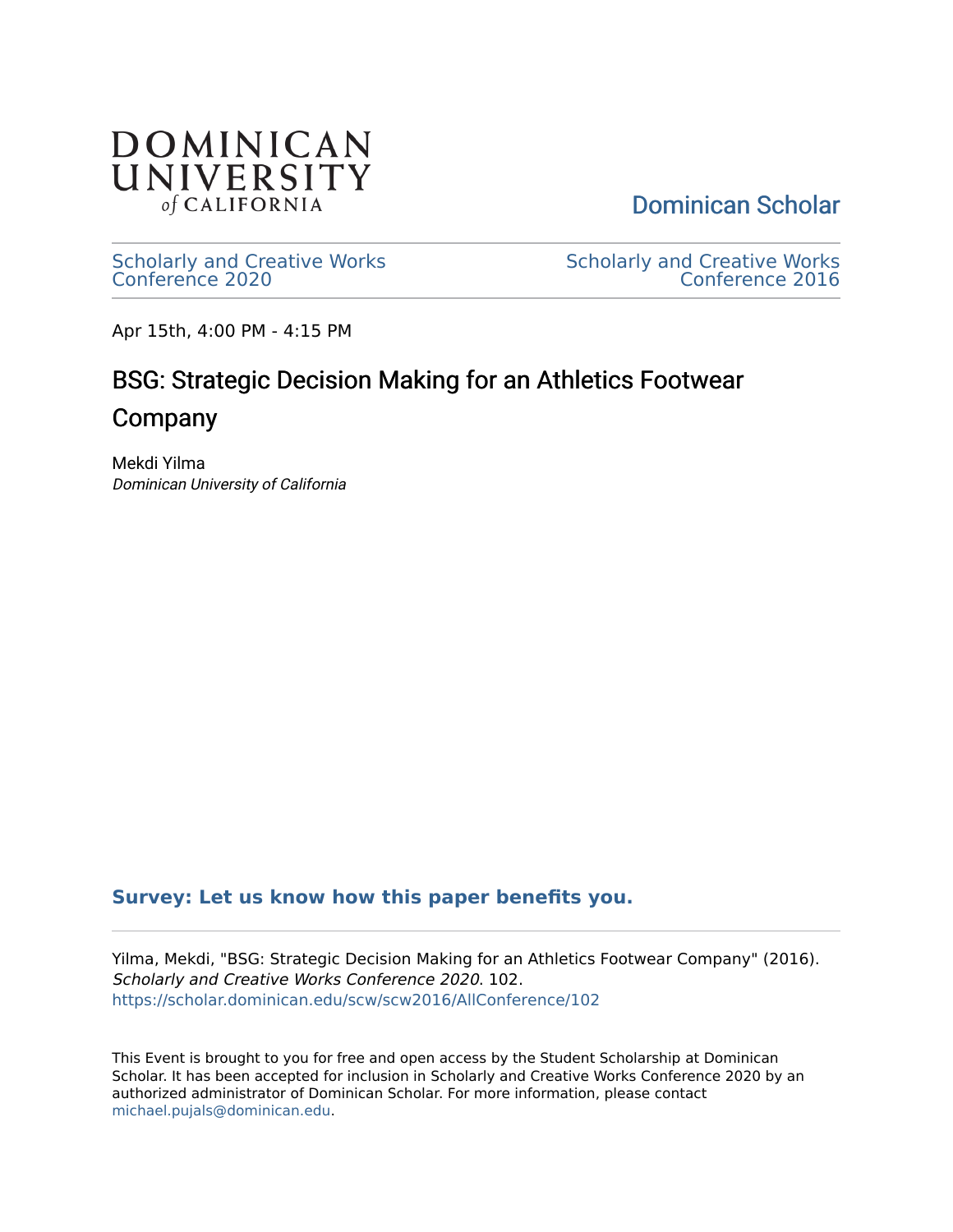DOMINICAN UNIVERSITY *of* CALIFORNIA

Dominican Scholar

Scholarly and Creative Works Conference 2020

Scholarly and Creative Works Conference 2016

Apr 15th, 4:00 PM - 4:15 PM

# BSG: Strategic Decision Making for an Athletics Footwear Company

Mekdi Yilma
*Dominican University of California*

**Survey: Let us know how this paper benefits you.**

Yilma, Mekdi, "BSG: Strategic Decision Making for an Athletics Footwear Company" (2016). *Scholarly and Creative Works Conference 2020*. 102.
https://scholar.dominican.edu/scw/scw2016/AllConference/102

This Event is brought to you for free and open access by the Student Scholarship at Dominican Scholar. It has been accepted for inclusion in Scholarly and Creative Works Conference 2020 by an authorized administrator of Dominican Scholar. For more information, please contact michael.pujals@dominican.edu.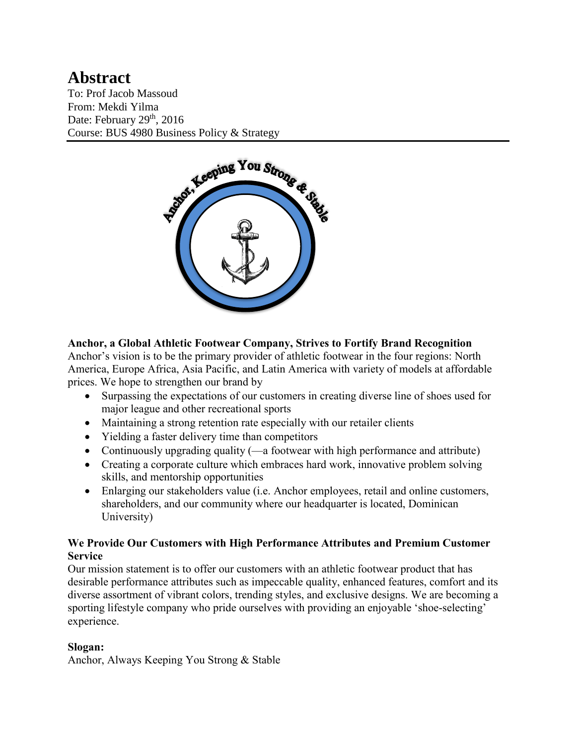# Abstract

To: Prof Jacob Massoud
From: Mekdi Yilma
Date: February 29th, 2016
Course: BUS 4980 Business Policy & Strategy

**Anchor, a Global Athletic Footwear Company, Strives to Fortify Brand Recognition**

Anchor's vision is to be the primary provider of athletic footwear in the four regions: North America, Europe Africa, Asia Pacific, and Latin America with variety of models at affordable prices. We hope to strengthen our brand by

- Surpassing the expectations of our customers in creating diverse line of shoes used for major league and other recreational sports
- Maintaining a strong retention rate especially with our retailer clients
- Yielding a faster delivery time than competitors
- Continuously upgrading quality (—a footwear with high performance and attribute)
- Creating a corporate culture which embraces hard work, innovative problem solving skills, and mentorship opportunities
- Enlarging our stakeholders value (i.e. Anchor employees, retail and online customers, shareholders, and our community where our headquarter is located, Dominican University)

**We Provide Our Customers with High Performance Attributes and Premium Customer Service**

Our mission statement is to offer our customers with an athletic footwear product that has desirable performance attributes such as impeccable quality, enhanced features, comfort and its diverse assortment of vibrant colors, trending styles, and exclusive designs. We are becoming a sporting lifestyle company who pride ourselves with providing an enjoyable 'shoe-selecting' experience.

**Slogan:**

Anchor, Always Keeping You Strong & Stable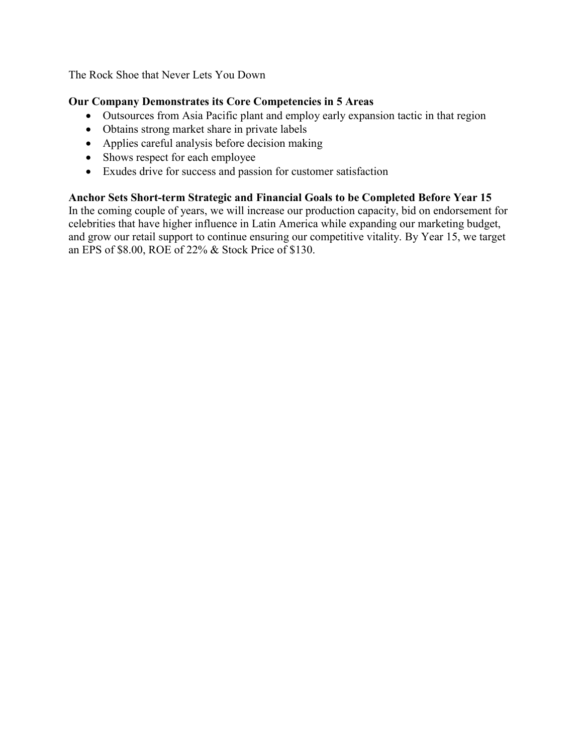The Rock Shoe that Never Lets You Down

**Our Company Demonstrates its Core Competencies in 5 Areas**

- Outsources from Asia Pacific plant and employ early expansion tactic in that region
- Obtains strong market share in private labels
- Applies careful analysis before decision making
- Shows respect for each employee
- Exudes drive for success and passion for customer satisfaction

**Anchor Sets Short-term Strategic and Financial Goals to be Completed Before Year 15**

In the coming couple of years, we will increase our production capacity, bid on endorsement for celebrities that have higher influence in Latin America while expanding our marketing budget, and grow our retail support to continue ensuring our competitive vitality. By Year 15, we target an EPS of $8.00, ROE of 22% & Stock Price of $130.